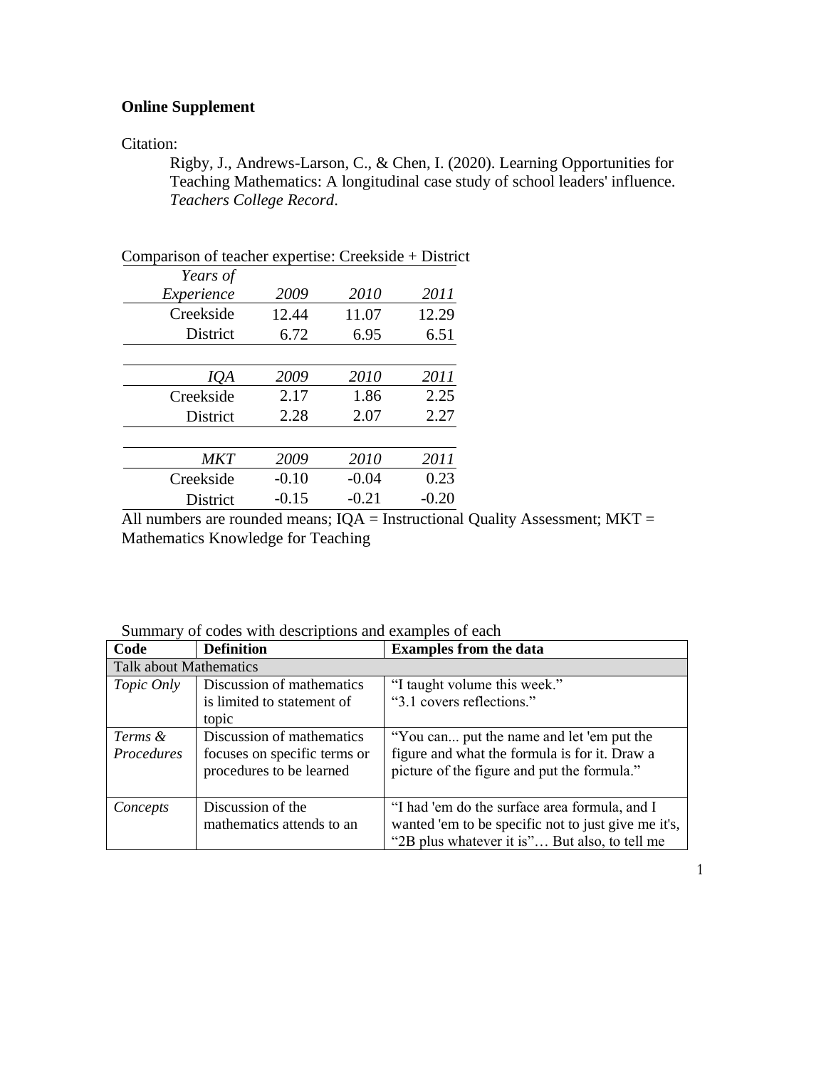**Online Supplement**

Citation:

Rigby, J., Andrews-Larson, C., & Chen, I. (2020). Learning Opportunities for Teaching Mathematics: A longitudinal case study of school leaders' influence. *Teachers College Record*.

Comparison of teacher expertise: Creekside + District

| *Years of Experience* | *2009* | *2010* | *2011* |
|---|---|---|---|
| Creekside | 12.44 | 11.07 | 12.29 |
| District | 6.72 | 6.95 | 6.51 |

| *IQA* | *2009* | *2010* | *2011* |
|---|---|---|---|
| Creekside | 2.17 | 1.86 | 2.25 |
| District | 2.28 | 2.07 | 2.27 |

| *MKT* | *2009* | *2010* | *2011* |
|---|---|---|---|
| Creekside | -0.10 | -0.04 | 0.23 |
| District | -0.15 | -0.21 | -0.20 |

All numbers are rounded means; IQA = Instructional Quality Assessment; MKT = Mathematics Knowledge for Teaching

Summary of codes with descriptions and examples of each

| Code | Definition | Examples from the data |
|---|---|---|
| Talk about Mathematics | | |
| *Topic Only* | Discussion of mathematics is limited to statement of topic | "I taught volume this week." "3.1 covers reflections." |
| *Terms & Procedures* | Discussion of mathematics focuses on specific terms or procedures to be learned | "You can... put the name and let 'em put the figure and what the formula is for it. Draw a picture of the figure and put the formula." |
| *Concepts* | Discussion of the mathematics attends to an | "I had 'em do the surface area formula, and I wanted 'em to be specific not to just give me it's, "2B plus whatever it is"… But also, to tell me |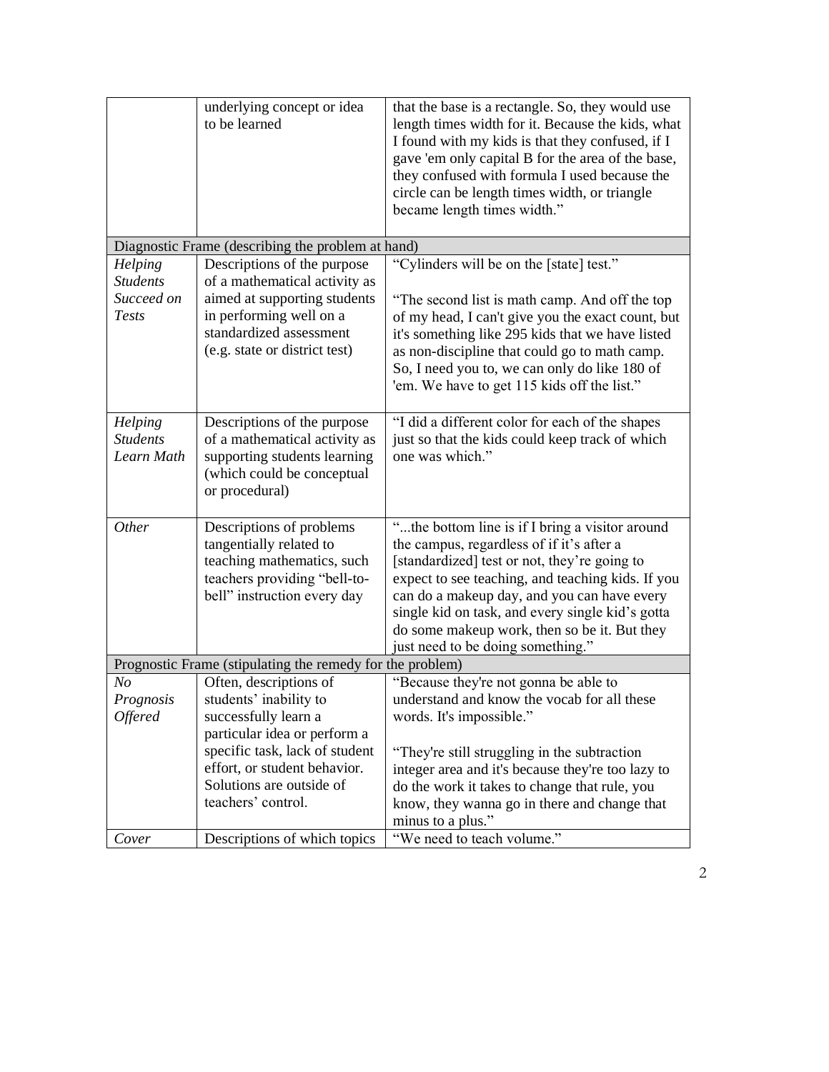| | | |
|---|---|---|
| | underlying concept or idea to be learned | that the base is a rectangle. So, they would use length times width for it. Because the kids, what I found with my kids is that they confused, if I gave 'em only capital B for the area of the base, they confused with formula I used because the circle can be length times width, or triangle became length times width." |
| Diagnostic Frame (describing the problem at hand) | | |
| *Helping Students Succeed on Tests* | Descriptions of the purpose of a mathematical activity as aimed at supporting students in performing well on a standardized assessment (e.g. state or district test) | "Cylinders will be on the [state] test."<br><br>"The second list is math camp. And off the top of my head, I can't give you the exact count, but it's something like 295 kids that we have listed as non-discipline that could go to math camp. So, I need you to, we can only do like 180 of 'em. We have to get 115 kids off the list." |
| *Helping Students Learn Math* | Descriptions of the purpose of a mathematical activity as supporting students learning (which could be conceptual or procedural) | "I did a different color for each of the shapes just so that the kids could keep track of which one was which." |
| *Other* | Descriptions of problems tangentially related to teaching mathematics, such teachers providing "bell-to-bell" instruction every day | "...the bottom line is if I bring a visitor around the campus, regardless of if it's after a [standardized] test or not, they're going to expect to see teaching, and teaching kids. If you can do a makeup day, and you can have every single kid on task, and every single kid's gotta do some makeup work, then so be it. But they just need to be doing something." |
| Prognostic Frame (stipulating the remedy for the problem) | | |
| *No Prognosis Offered* | Often, descriptions of students' inability to successfully learn a particular idea or perform a specific task, lack of student effort, or student behavior. Solutions are outside of teachers' control. | "Because they're not gonna be able to understand and know the vocab for all these words. It's impossible."<br><br>"They're still struggling in the subtraction integer area and it's because they're too lazy to do the work it takes to change that rule, you know, they wanna go in there and change that minus to a plus." |
| *Cover* | Descriptions of which topics | "We need to teach volume." |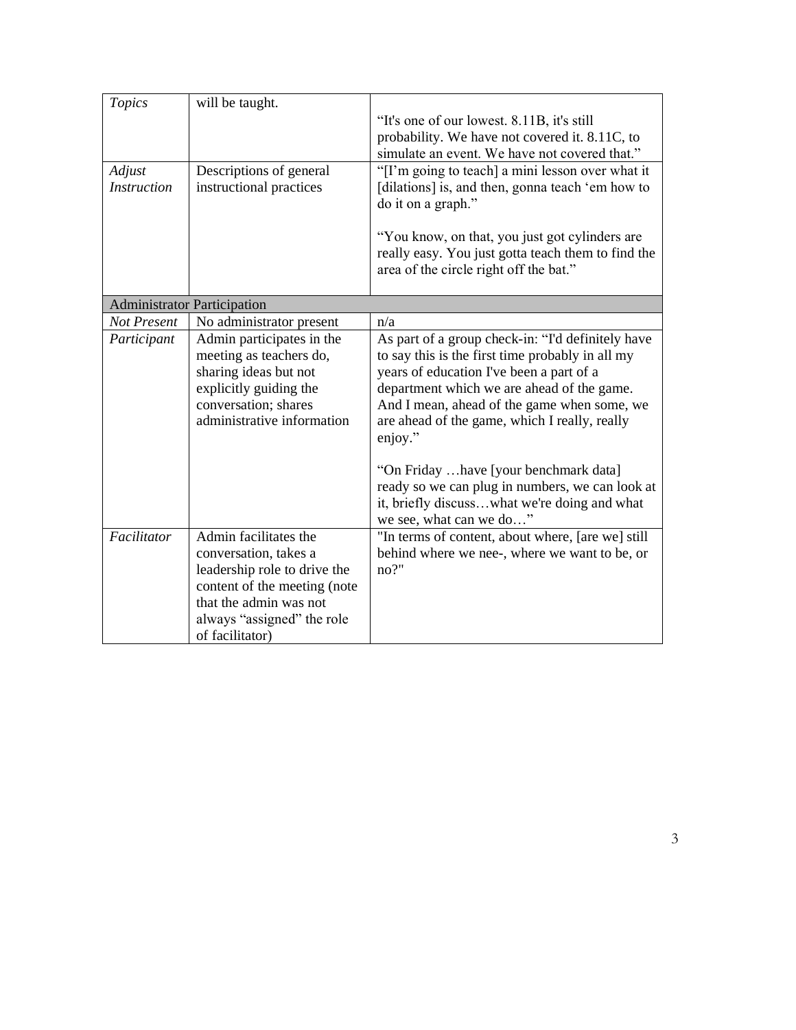| | | |
|---|---|---|
| *Topics* | will be taught. | "It's one of our lowest. 8.11B, it's still probability. We have not covered it. 8.11C, to simulate an event. We have not covered that." |
| *Adjust Instruction* | Descriptions of general instructional practices | "[I'm going to teach] a mini lesson over what it [dilations] is, and then, gonna teach 'em how to do it on a graph."<br><br>"You know, on that, you just got cylinders are really easy. You just gotta teach them to find the area of the circle right off the bat." |
| Administrator Participation | | |
| *Not Present* | No administrator present | n/a |
| *Participant* | Admin participates in the meeting as teachers do, sharing ideas but not explicitly guiding the conversation; shares administrative information | As part of a group check-in: "I'd definitely have to say this is the first time probably in all my years of education I've been a part of a department which we are ahead of the game. And I mean, ahead of the game when some, we are ahead of the game, which I really, really enjoy."<br><br>"On Friday …have [your benchmark data] ready so we can plug in numbers, we can look at it, briefly discuss…what we're doing and what we see, what can we do…" |
| *Facilitator* | Admin facilitates the conversation, takes a leadership role to drive the content of the meeting (note that the admin was not always "assigned" the role of facilitator) | "In terms of content, about where, [are we] still behind where we nee-, where we want to be, or no?" |